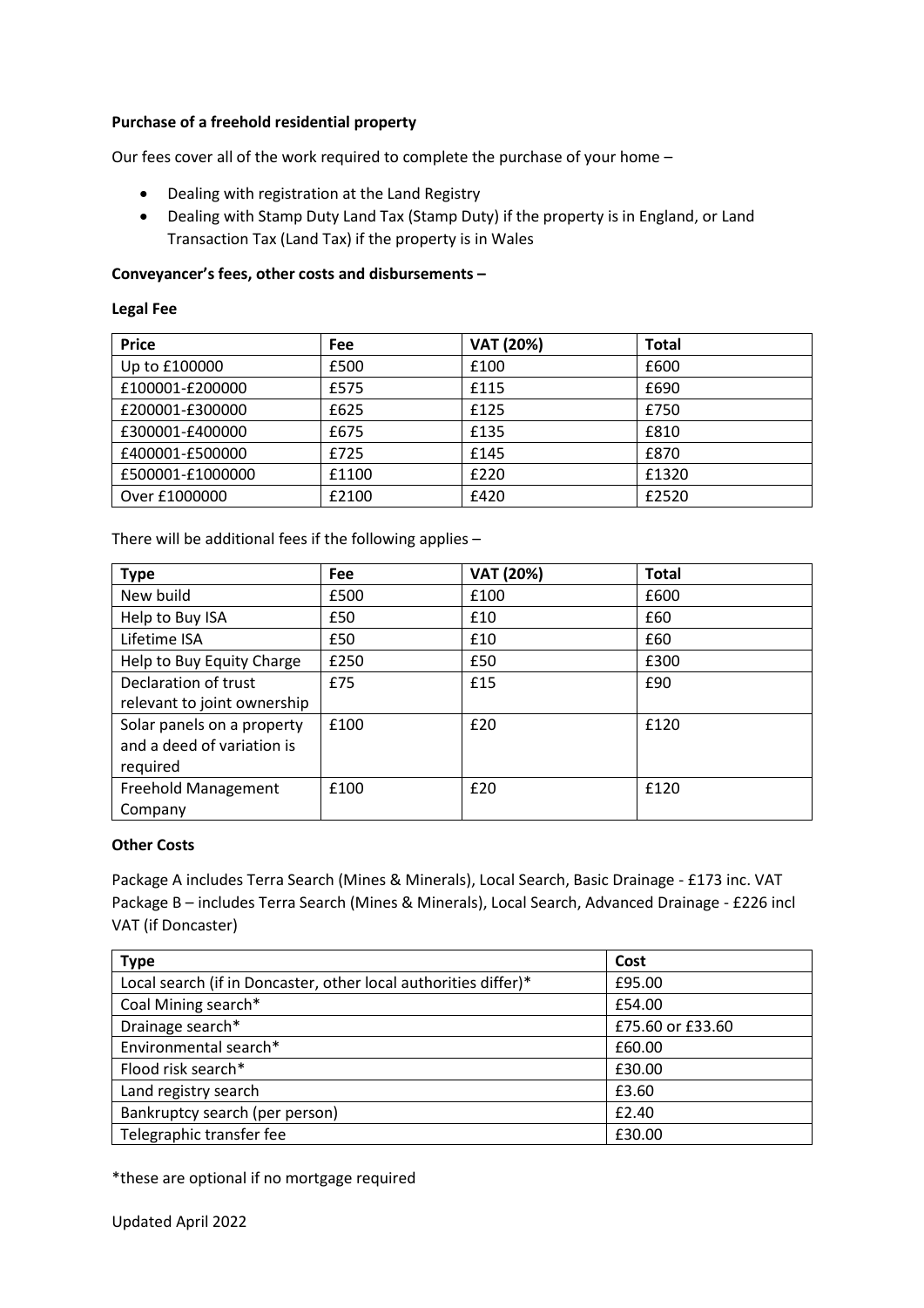**Purchase of a freehold residential property**

Our fees cover all of the work required to complete the purchase of your home –

- Dealing with registration at the Land Registry
- Dealing with Stamp Duty Land Tax (Stamp Duty) if the property is in England, or Land Transaction Tax (Land Tax) if the property is in Wales

**Conveyancer's fees, other costs and disbursements –**

**Legal Fee**

| Price | Fee | VAT (20%) | Total |
|---|---|---|---|
| Up to £100000 | £500 | £100 | £600 |
| £100001-£200000 | £575 | £115 | £690 |
| £200001-£300000 | £625 | £125 | £750 |
| £300001-£400000 | £675 | £135 | £810 |
| £400001-£500000 | £725 | £145 | £870 |
| £500001-£1000000 | £1100 | £220 | £1320 |
| Over £1000000 | £2100 | £420 | £2520 |

There will be additional fees if the following applies –

| Type | Fee | VAT (20%) | Total |
|---|---|---|---|
| New build | £500 | £100 | £600 |
| Help to Buy ISA | £50 | £10 | £60 |
| Lifetime ISA | £50 | £10 | £60 |
| Help to Buy Equity Charge | £250 | £50 | £300 |
| Declaration of trust relevant to joint ownership | £75 | £15 | £90 |
| Solar panels on a property and a deed of variation is required | £100 | £20 | £120 |
| Freehold Management Company | £100 | £20 | £120 |

**Other Costs**

Package A includes Terra Search (Mines & Minerals), Local Search, Basic Drainage - £173 inc. VAT
Package B – includes Terra Search (Mines & Minerals), Local Search, Advanced Drainage - £226 incl VAT (if Doncaster)

| Type | Cost |
|---|---|
| Local search (if in Doncaster, other local authorities differ)* | £95.00 |
| Coal Mining search* | £54.00 |
| Drainage search* | £75.60 or £33.60 |
| Environmental search* | £60.00 |
| Flood risk search* | £30.00 |
| Land registry search | £3.60 |
| Bankruptcy search (per person) | £2.40 |
| Telegraphic transfer fee | £30.00 |

*these are optional if no mortgage required

Updated April 2022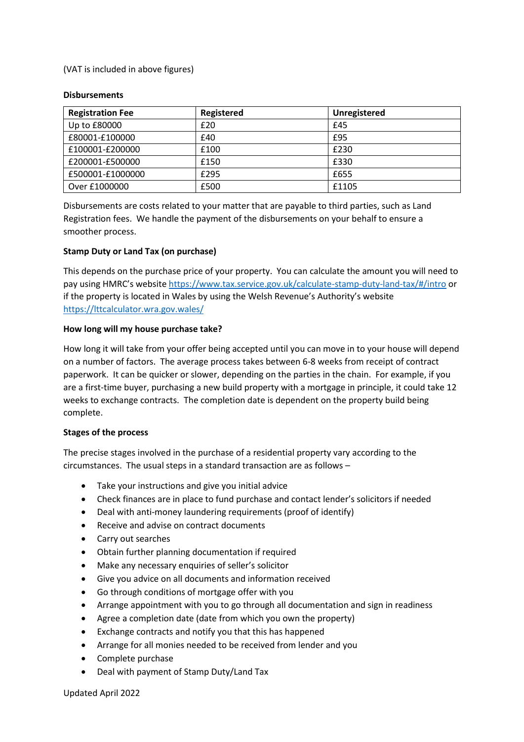(VAT is included in above figures)

**Disbursements**

| Registration Fee | Registered | Unregistered |
| --- | --- | --- |
| Up to £80000 | £20 | £45 |
| £80001-£100000 | £40 | £95 |
| £100001-£200000 | £100 | £230 |
| £200001-£500000 | £150 | £330 |
| £500001-£1000000 | £295 | £655 |
| Over £1000000 | £500 | £1105 |

Disbursements are costs related to your matter that are payable to third parties, such as Land Registration fees. We handle the payment of the disbursements on your behalf to ensure a smoother process.

**Stamp Duty or Land Tax (on purchase)**

This depends on the purchase price of your property. You can calculate the amount you will need to pay using HMRC's website https://www.tax.service.gov.uk/calculate-stamp-duty-land-tax/#/intro or if the property is located in Wales by using the Welsh Revenue's Authority's website https://lttcalculator.wra.gov.wales/

**How long will my house purchase take?**

How long it will take from your offer being accepted until you can move in to your house will depend on a number of factors. The average process takes between 6-8 weeks from receipt of contract paperwork. It can be quicker or slower, depending on the parties in the chain. For example, if you are a first-time buyer, purchasing a new build property with a mortgage in principle, it could take 12 weeks to exchange contracts. The completion date is dependent on the property build being complete.

**Stages of the process**

The precise stages involved in the purchase of a residential property vary according to the circumstances. The usual steps in a standard transaction are as follows –

- Take your instructions and give you initial advice
- Check finances are in place to fund purchase and contact lender's solicitors if needed
- Deal with anti-money laundering requirements (proof of identify)
- Receive and advise on contract documents
- Carry out searches
- Obtain further planning documentation if required
- Make any necessary enquiries of seller's solicitor
- Give you advice on all documents and information received
- Go through conditions of mortgage offer with you
- Arrange appointment with you to go through all documentation and sign in readiness
- Agree a completion date (date from which you own the property)
- Exchange contracts and notify you that this has happened
- Arrange for all monies needed to be received from lender and you
- Complete purchase
- Deal with payment of Stamp Duty/Land Tax

Updated April 2022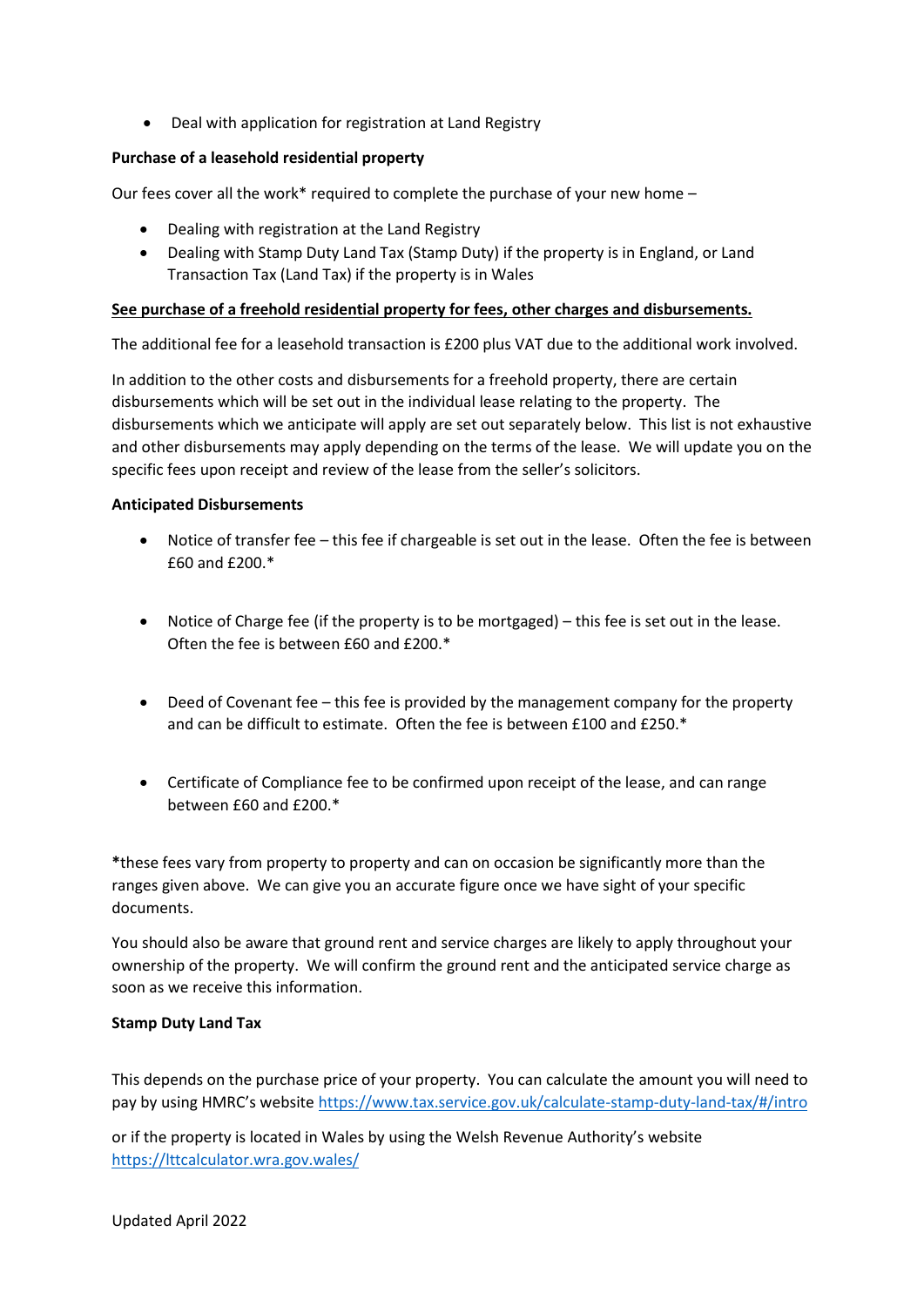- Deal with application for registration at Land Registry

**Purchase of a leasehold residential property**

Our fees cover all the work* required to complete the purchase of your new home –

- Dealing with registration at the Land Registry
- Dealing with Stamp Duty Land Tax (Stamp Duty) if the property is in England, or Land Transaction Tax (Land Tax) if the property is in Wales

**See purchase of a freehold residential property for fees, other charges and disbursements.**

The additional fee for a leasehold transaction is £200 plus VAT due to the additional work involved.

In addition to the other costs and disbursements for a freehold property, there are certain disbursements which will be set out in the individual lease relating to the property. The disbursements which we anticipate will apply are set out separately below. This list is not exhaustive and other disbursements may apply depending on the terms of the lease. We will update you on the specific fees upon receipt and review of the lease from the seller's solicitors.

**Anticipated Disbursements**

- Notice of transfer fee – this fee if chargeable is set out in the lease. Often the fee is between £60 and £200.*
- Notice of Charge fee (if the property is to be mortgaged) – this fee is set out in the lease. Often the fee is between £60 and £200.*
- Deed of Covenant fee – this fee is provided by the management company for the property and can be difficult to estimate. Often the fee is between £100 and £250.*
- Certificate of Compliance fee to be confirmed upon receipt of the lease, and can range between £60 and £200.*

***these fees vary from property to property and can on occasion be significantly more than the ranges given above. We can give you an accurate figure once we have sight of your specific documents.

You should also be aware that ground rent and service charges are likely to apply throughout your ownership of the property. We will confirm the ground rent and the anticipated service charge as soon as we receive this information.

**Stamp Duty Land Tax**

This depends on the purchase price of your property. You can calculate the amount you will need to pay by using HMRC's website https://www.tax.service.gov.uk/calculate-stamp-duty-land-tax/#/intro

or if the property is located in Wales by using the Welsh Revenue Authority's website https://lttcalculator.wra.gov.wales/

Updated April 2022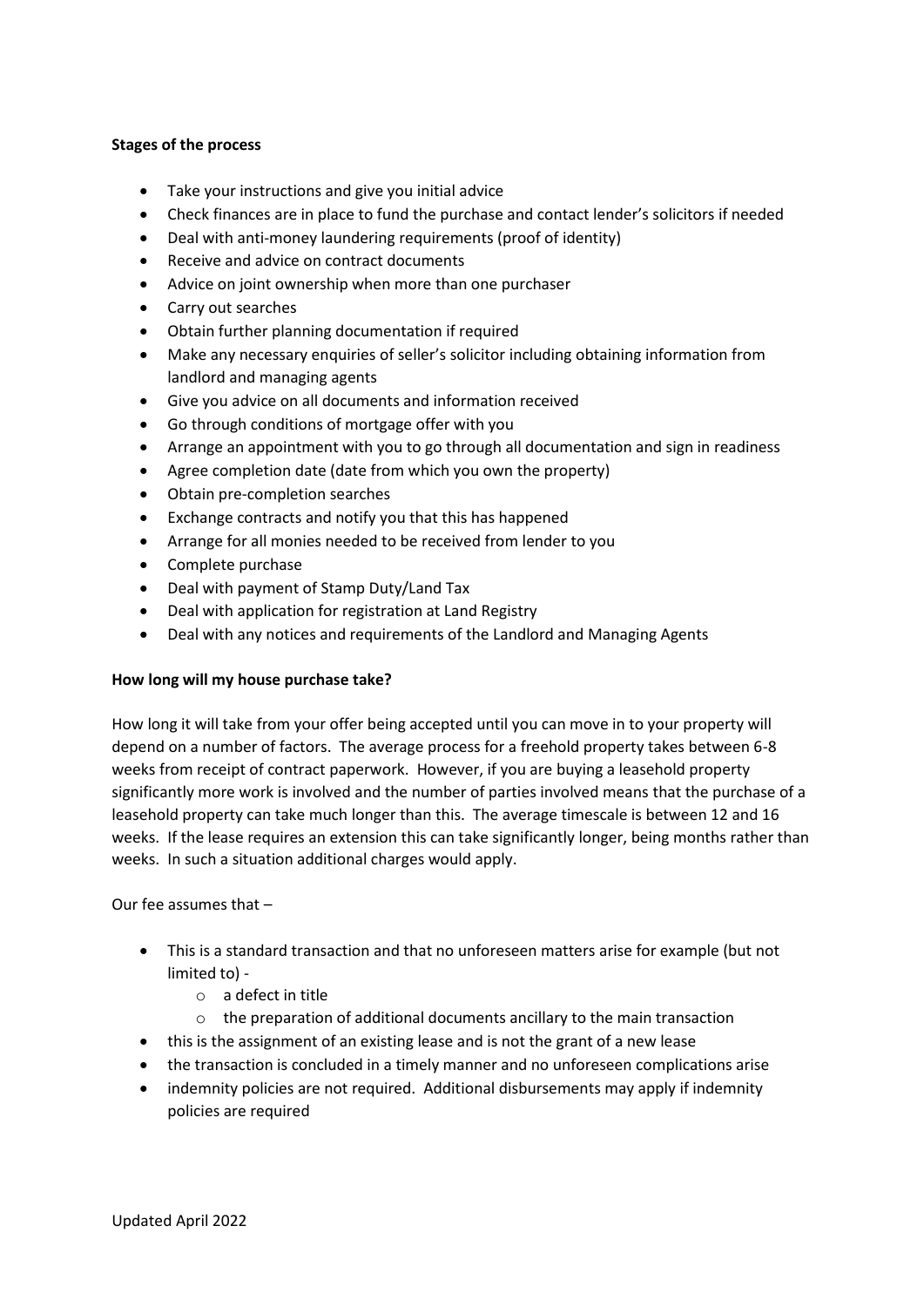**Stages of the process**

- Take your instructions and give you initial advice
- Check finances are in place to fund the purchase and contact lender's solicitors if needed
- Deal with anti-money laundering requirements (proof of identity)
- Receive and advice on contract documents
- Advice on joint ownership when more than one purchaser
- Carry out searches
- Obtain further planning documentation if required
- Make any necessary enquiries of seller's solicitor including obtaining information from landlord and managing agents
- Give you advice on all documents and information received
- Go through conditions of mortgage offer with you
- Arrange an appointment with you to go through all documentation and sign in readiness
- Agree completion date (date from which you own the property)
- Obtain pre-completion searches
- Exchange contracts and notify you that this has happened
- Arrange for all monies needed to be received from lender to you
- Complete purchase
- Deal with payment of Stamp Duty/Land Tax
- Deal with application for registration at Land Registry
- Deal with any notices and requirements of the Landlord and Managing Agents

**How long will my house purchase take?**

How long it will take from your offer being accepted until you can move in to your property will depend on a number of factors. The average process for a freehold property takes between 6-8 weeks from receipt of contract paperwork. However, if you are buying a leasehold property significantly more work is involved and the number of parties involved means that the purchase of a leasehold property can take much longer than this. The average timescale is between 12 and 16 weeks. If the lease requires an extension this can take significantly longer, being months rather than weeks. In such a situation additional charges would apply.

Our fee assumes that –

- This is a standard transaction and that no unforeseen matters arise for example (but not limited to) -
  - a defect in title
  - the preparation of additional documents ancillary to the main transaction
- this is the assignment of an existing lease and is not the grant of a new lease
- the transaction is concluded in a timely manner and no unforeseen complications arise
- indemnity policies are not required. Additional disbursements may apply if indemnity policies are required

Updated April 2022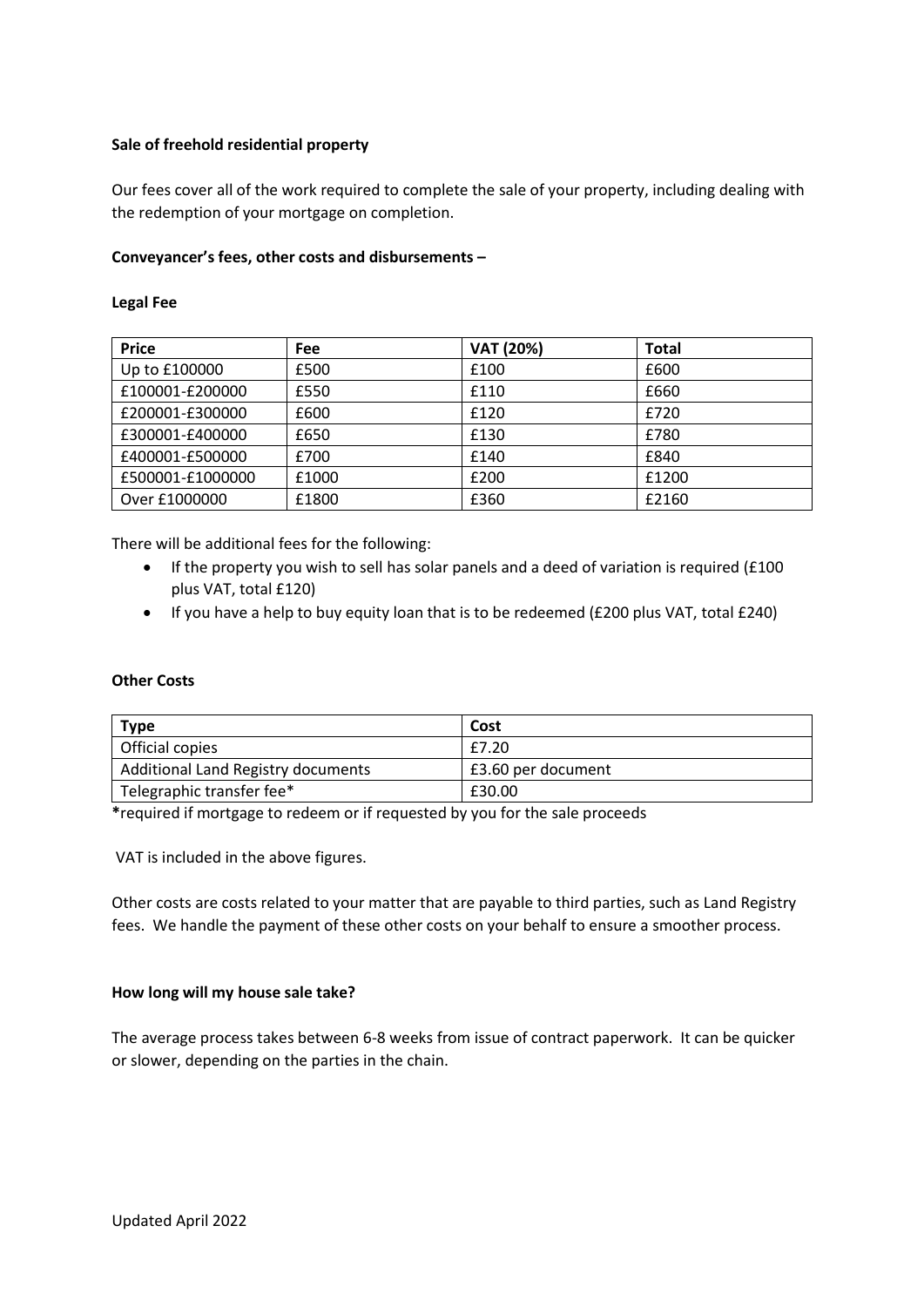**Sale of freehold residential property**

Our fees cover all of the work required to complete the sale of your property, including dealing with the redemption of your mortgage on completion.

**Conveyancer's fees, other costs and disbursements –**

**Legal Fee**

| Price | Fee | VAT (20%) | Total |
|---|---|---|---|
| Up to £100000 | £500 | £100 | £600 |
| £100001-£200000 | £550 | £110 | £660 |
| £200001-£300000 | £600 | £120 | £720 |
| £300001-£400000 | £650 | £130 | £780 |
| £400001-£500000 | £700 | £140 | £840 |
| £500001-£1000000 | £1000 | £200 | £1200 |
| Over £1000000 | £1800 | £360 | £2160 |

There will be additional fees for the following:

- If the property you wish to sell has solar panels and a deed of variation is required (£100 plus VAT, total £120)
- If you have a help to buy equity loan that is to be redeemed (£200 plus VAT, total £240)

**Other Costs**

| Type | Cost |
|---|---|
| Official copies | £7.20 |
| Additional Land Registry documents | £3.60 per document |
| Telegraphic transfer fee* | £30.00 |

***required if mortgage to redeem or if requested by you for the sale proceeds**

VAT is included in the above figures.

Other costs are costs related to your matter that are payable to third parties, such as Land Registry fees. We handle the payment of these other costs on your behalf to ensure a smoother process.

**How long will my house sale take?**

The average process takes between 6-8 weeks from issue of contract paperwork. It can be quicker or slower, depending on the parties in the chain.

Updated April 2022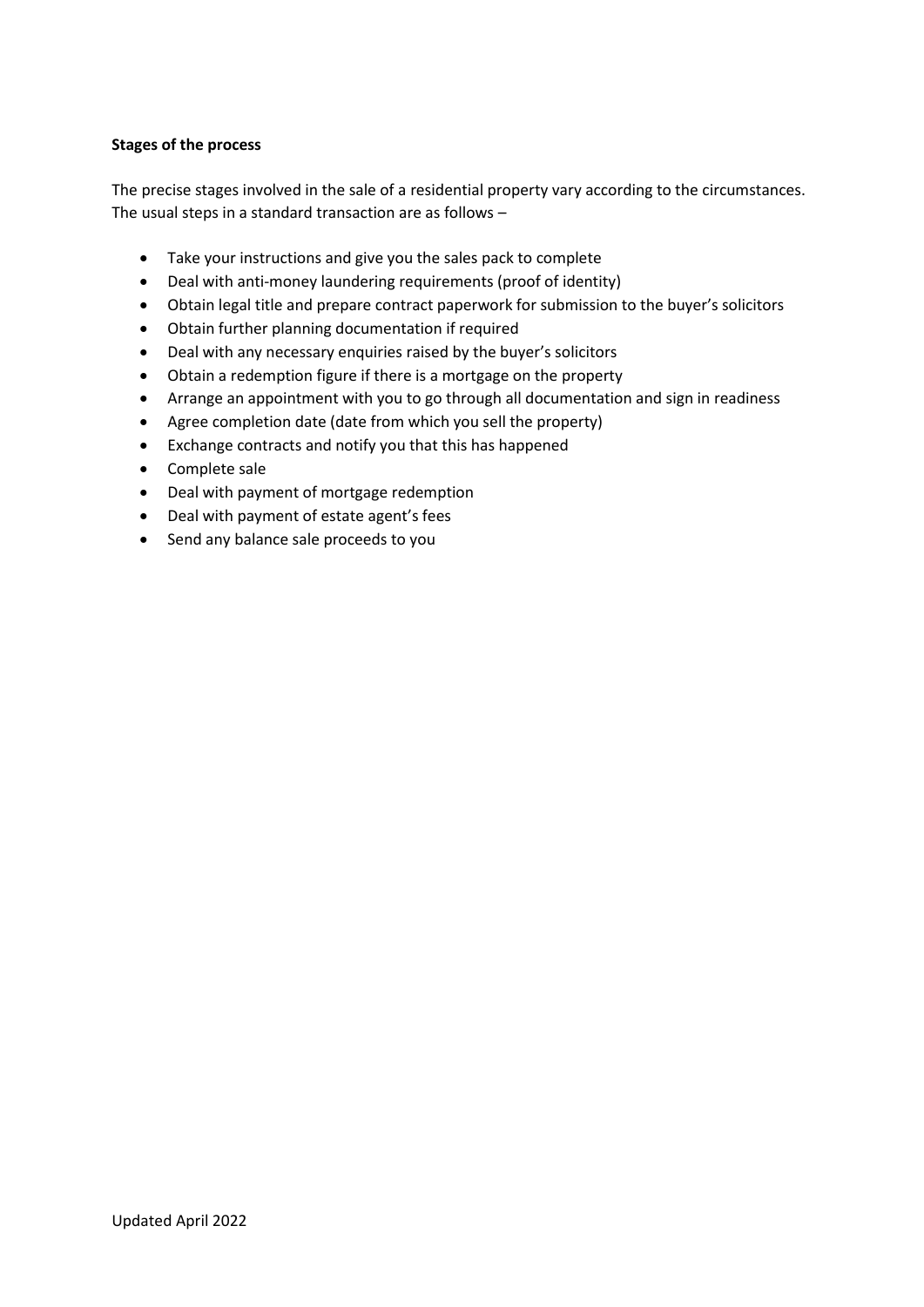**Stages of the process**

The precise stages involved in the sale of a residential property vary according to the circumstances. The usual steps in a standard transaction are as follows –

- Take your instructions and give you the sales pack to complete
- Deal with anti-money laundering requirements (proof of identity)
- Obtain legal title and prepare contract paperwork for submission to the buyer's solicitors
- Obtain further planning documentation if required
- Deal with any necessary enquiries raised by the buyer's solicitors
- Obtain a redemption figure if there is a mortgage on the property
- Arrange an appointment with you to go through all documentation and sign in readiness
- Agree completion date (date from which you sell the property)
- Exchange contracts and notify you that this has happened
- Complete sale
- Deal with payment of mortgage redemption
- Deal with payment of estate agent's fees
- Send any balance sale proceeds to you

Updated April 2022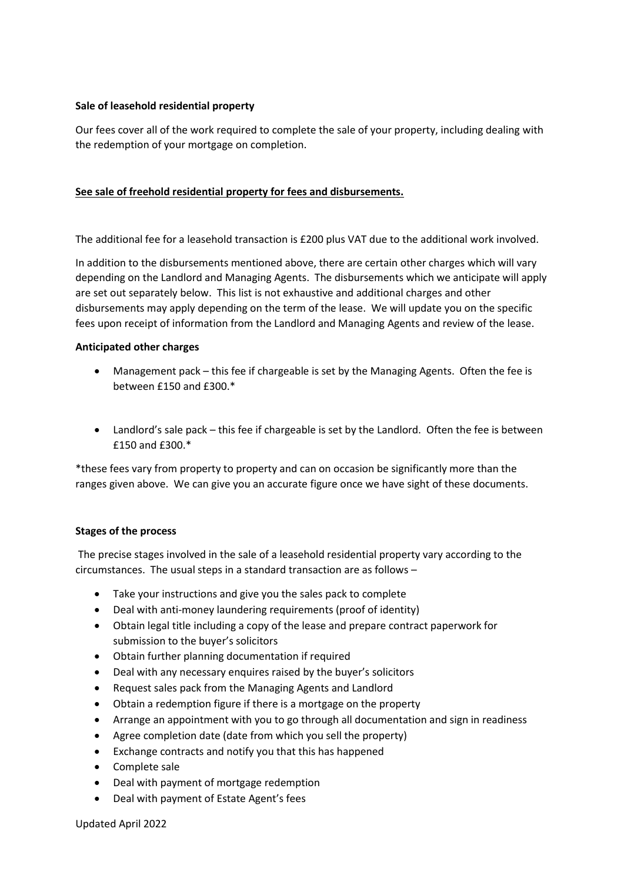**Sale of leasehold residential property**

Our fees cover all of the work required to complete the sale of your property, including dealing with the redemption of your mortgage on completion.

**See sale of freehold residential property for fees and disbursements.**

The additional fee for a leasehold transaction is £200 plus VAT due to the additional work involved.

In addition to the disbursements mentioned above, there are certain other charges which will vary depending on the Landlord and Managing Agents. The disbursements which we anticipate will apply are set out separately below. This list is not exhaustive and additional charges and other disbursements may apply depending on the term of the lease. We will update you on the specific fees upon receipt of information from the Landlord and Managing Agents and review of the lease.

**Anticipated other charges**

- Management pack – this fee if chargeable is set by the Managing Agents. Often the fee is between £150 and £300.*
- Landlord's sale pack – this fee if chargeable is set by the Landlord. Often the fee is between £150 and £300.*

*these fees vary from property to property and can on occasion be significantly more than the ranges given above. We can give you an accurate figure once we have sight of these documents.

**Stages of the process**

The precise stages involved in the sale of a leasehold residential property vary according to the circumstances. The usual steps in a standard transaction are as follows –

- Take your instructions and give you the sales pack to complete
- Deal with anti-money laundering requirements (proof of identity)
- Obtain legal title including a copy of the lease and prepare contract paperwork for submission to the buyer's solicitors
- Obtain further planning documentation if required
- Deal with any necessary enquires raised by the buyer's solicitors
- Request sales pack from the Managing Agents and Landlord
- Obtain a redemption figure if there is a mortgage on the property
- Arrange an appointment with you to go through all documentation and sign in readiness
- Agree completion date (date from which you sell the property)
- Exchange contracts and notify you that this has happened
- Complete sale
- Deal with payment of mortgage redemption
- Deal with payment of Estate Agent's fees

Updated April 2022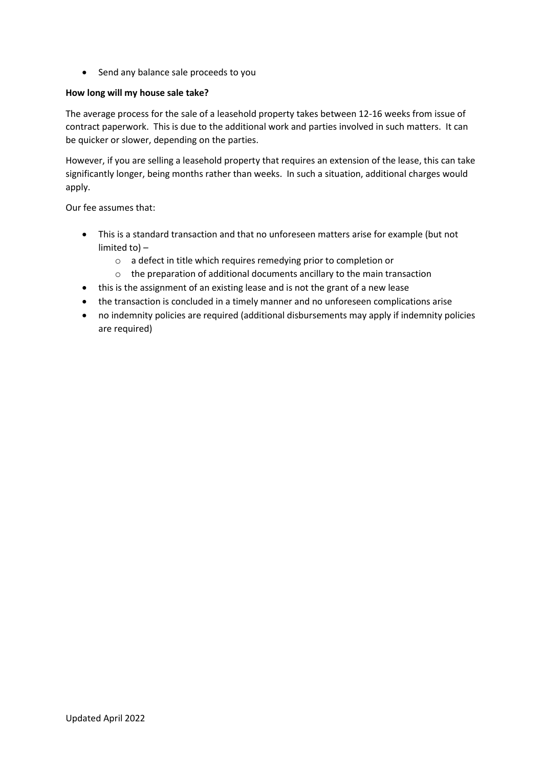- Send any balance sale proceeds to you

**How long will my house sale take?**

The average process for the sale of a leasehold property takes between 12-16 weeks from issue of contract paperwork. This is due to the additional work and parties involved in such matters. It can be quicker or slower, depending on the parties.

However, if you are selling a leasehold property that requires an extension of the lease, this can take significantly longer, being months rather than weeks. In such a situation, additional charges would apply.

Our fee assumes that:

- This is a standard transaction and that no unforeseen matters arise for example (but not limited to) –
    - a defect in title which requires remedying prior to completion or
    - the preparation of additional documents ancillary to the main transaction
- this is the assignment of an existing lease and is not the grant of a new lease
- the transaction is concluded in a timely manner and no unforeseen complications arise
- no indemnity policies are required (additional disbursements may apply if indemnity policies are required)

Updated April 2022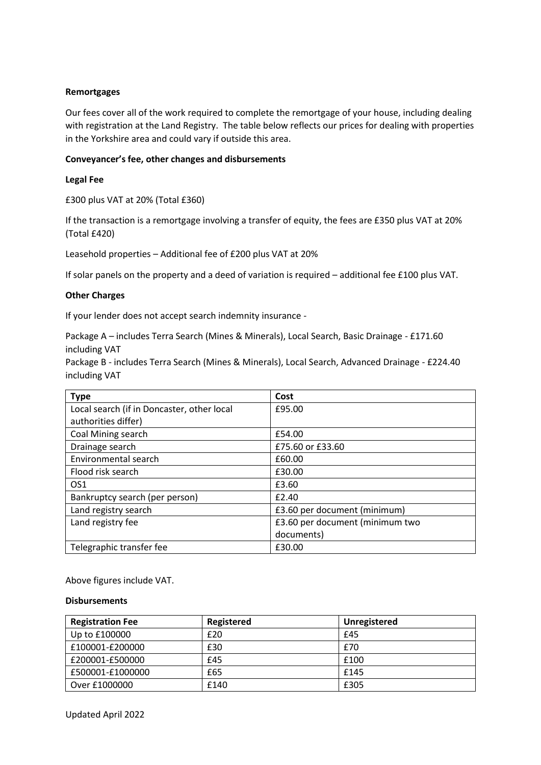**Remortgages**

Our fees cover all of the work required to complete the remortgage of your house, including dealing with registration at the Land Registry. The table below reflects our prices for dealing with properties in the Yorkshire area and could vary if outside this area.

**Conveyancer's fee, other changes and disbursements**

**Legal Fee**

£300 plus VAT at 20% (Total £360)

If the transaction is a remortgage involving a transfer of equity, the fees are £350 plus VAT at 20% (Total £420)

Leasehold properties – Additional fee of £200 plus VAT at 20%

If solar panels on the property and a deed of variation is required – additional fee £100 plus VAT.

**Other Charges**

If your lender does not accept search indemnity insurance -

Package A – includes Terra Search (Mines & Minerals), Local Search, Basic Drainage - £171.60 including VAT
Package B - includes Terra Search (Mines & Minerals), Local Search, Advanced Drainage - £224.40 including VAT

| Type | Cost |
|---|---|
| Local search (if in Doncaster, other local authorities differ) | £95.00 |
| Coal Mining search | £54.00 |
| Drainage search | £75.60 or £33.60 |
| Environmental search | £60.00 |
| Flood risk search | £30.00 |
| OS1 | £3.60 |
| Bankruptcy search (per person) | £2.40 |
| Land registry search | £3.60 per document (minimum) |
| Land registry fee | £3.60 per document (minimum two documents) |
| Telegraphic transfer fee | £30.00 |

Above figures include VAT.

**Disbursements**

| Registration Fee | Registered | Unregistered |
|---|---|---|
| Up to £100000 | £20 | £45 |
| £100001-£200000 | £30 | £70 |
| £200001-£500000 | £45 | £100 |
| £500001-£1000000 | £65 | £145 |
| Over £1000000 | £140 | £305 |

Updated April 2022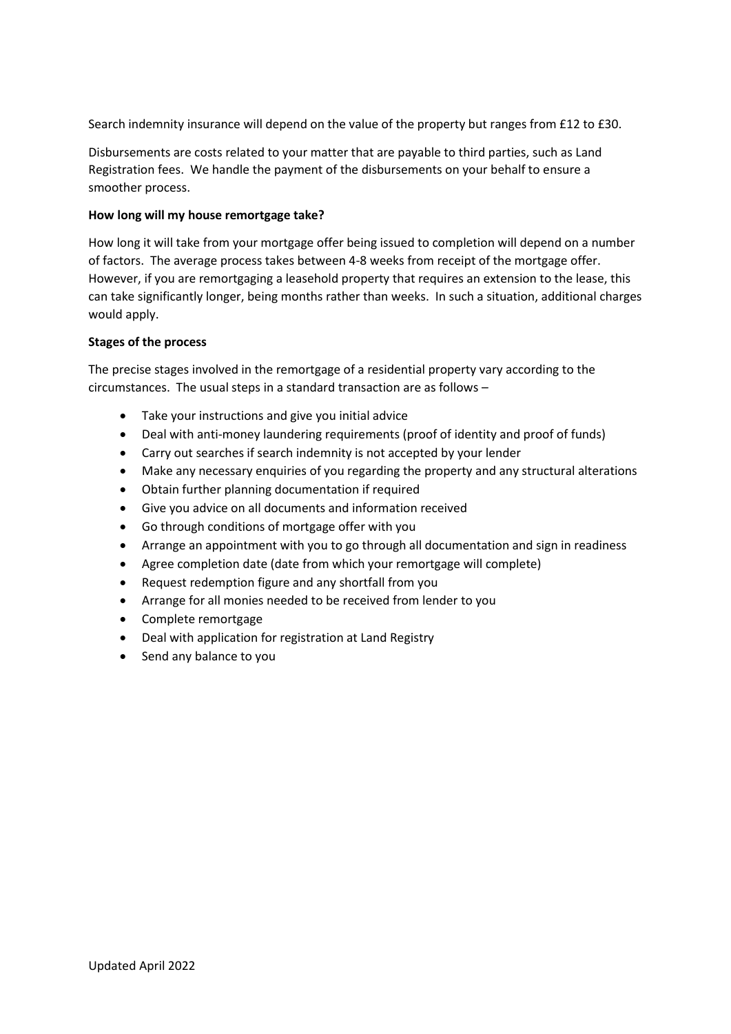Search indemnity insurance will depend on the value of the property but ranges from £12 to £30.

Disbursements are costs related to your matter that are payable to third parties, such as Land Registration fees. We handle the payment of the disbursements on your behalf to ensure a smoother process.

**How long will my house remortgage take?**

How long it will take from your mortgage offer being issued to completion will depend on a number of factors. The average process takes between 4-8 weeks from receipt of the mortgage offer. However, if you are remortgaging a leasehold property that requires an extension to the lease, this can take significantly longer, being months rather than weeks. In such a situation, additional charges would apply.

**Stages of the process**

The precise stages involved in the remortgage of a residential property vary according to the circumstances. The usual steps in a standard transaction are as follows –

- Take your instructions and give you initial advice
- Deal with anti-money laundering requirements (proof of identity and proof of funds)
- Carry out searches if search indemnity is not accepted by your lender
- Make any necessary enquiries of you regarding the property and any structural alterations
- Obtain further planning documentation if required
- Give you advice on all documents and information received
- Go through conditions of mortgage offer with you
- Arrange an appointment with you to go through all documentation and sign in readiness
- Agree completion date (date from which your remortgage will complete)
- Request redemption figure and any shortfall from you
- Arrange for all monies needed to be received from lender to you
- Complete remortgage
- Deal with application for registration at Land Registry
- Send any balance to you

Updated April 2022